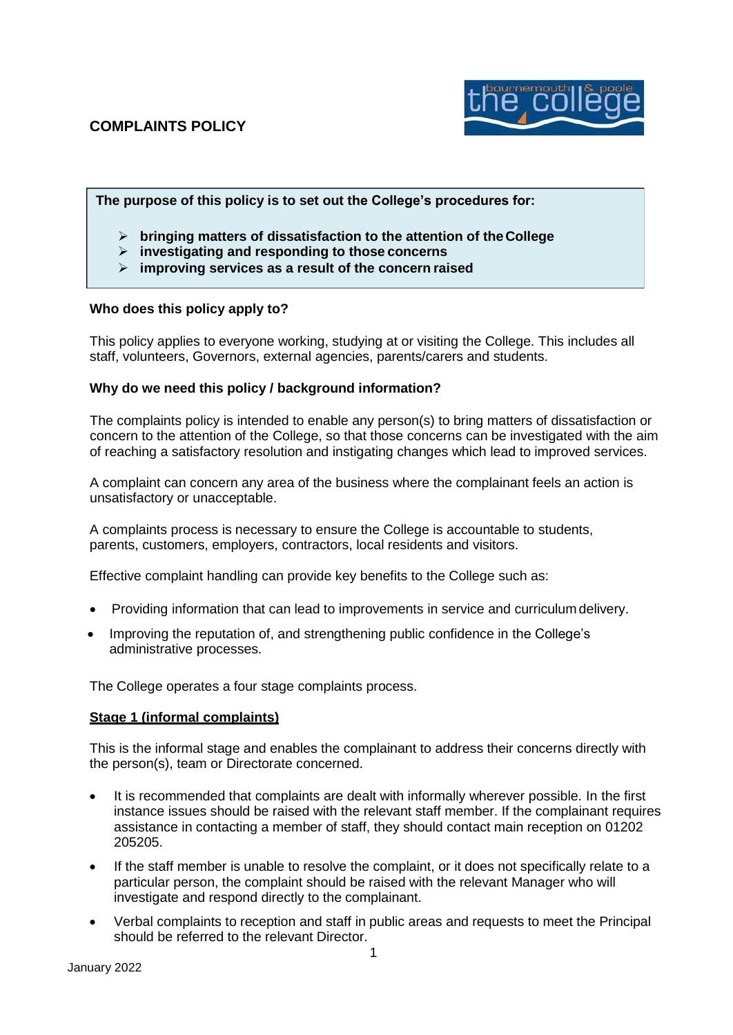# COMPLAINTS POLICY

**The purpose of this policy is to set out the College's procedures for:**

- **bringing matters of dissatisfaction to the attention of the College**
- **investigating and responding to those concerns**
- **improving services as a result of the concern raised**

**Who does this policy apply to?**

This policy applies to everyone working, studying at or visiting the College. This includes all staff, volunteers, Governors, external agencies, parents/carers and students.

**Why do we need this policy / background information?**

The complaints policy is intended to enable any person(s) to bring matters of dissatisfaction or concern to the attention of the College, so that those concerns can be investigated with the aim of reaching a satisfactory resolution and instigating changes which lead to improved services.

A complaint can concern any area of the business where the complainant feels an action is unsatisfactory or unacceptable.

A complaints process is necessary to ensure the College is accountable to students, parents, customers, employers, contractors, local residents and visitors.

Effective complaint handling can provide key benefits to the College such as:

- Providing information that can lead to improvements in service and curriculum delivery.
- Improving the reputation of, and strengthening public confidence in the College's administrative processes.

The College operates a four stage complaints process.

**Stage 1 (informal complaints)**

This is the informal stage and enables the complainant to address their concerns directly with the person(s), team or Directorate concerned.

- It is recommended that complaints are dealt with informally wherever possible. In the first instance issues should be raised with the relevant staff member. If the complainant requires assistance in contacting a member of staff, they should contact main reception on 01202 205205.
- If the staff member is unable to resolve the complaint, or it does not specifically relate to a particular person, the complaint should be raised with the relevant Manager who will investigate and respond directly to the complainant.
- Verbal complaints to reception and staff in public areas and requests to meet the Principal should be referred to the relevant Director.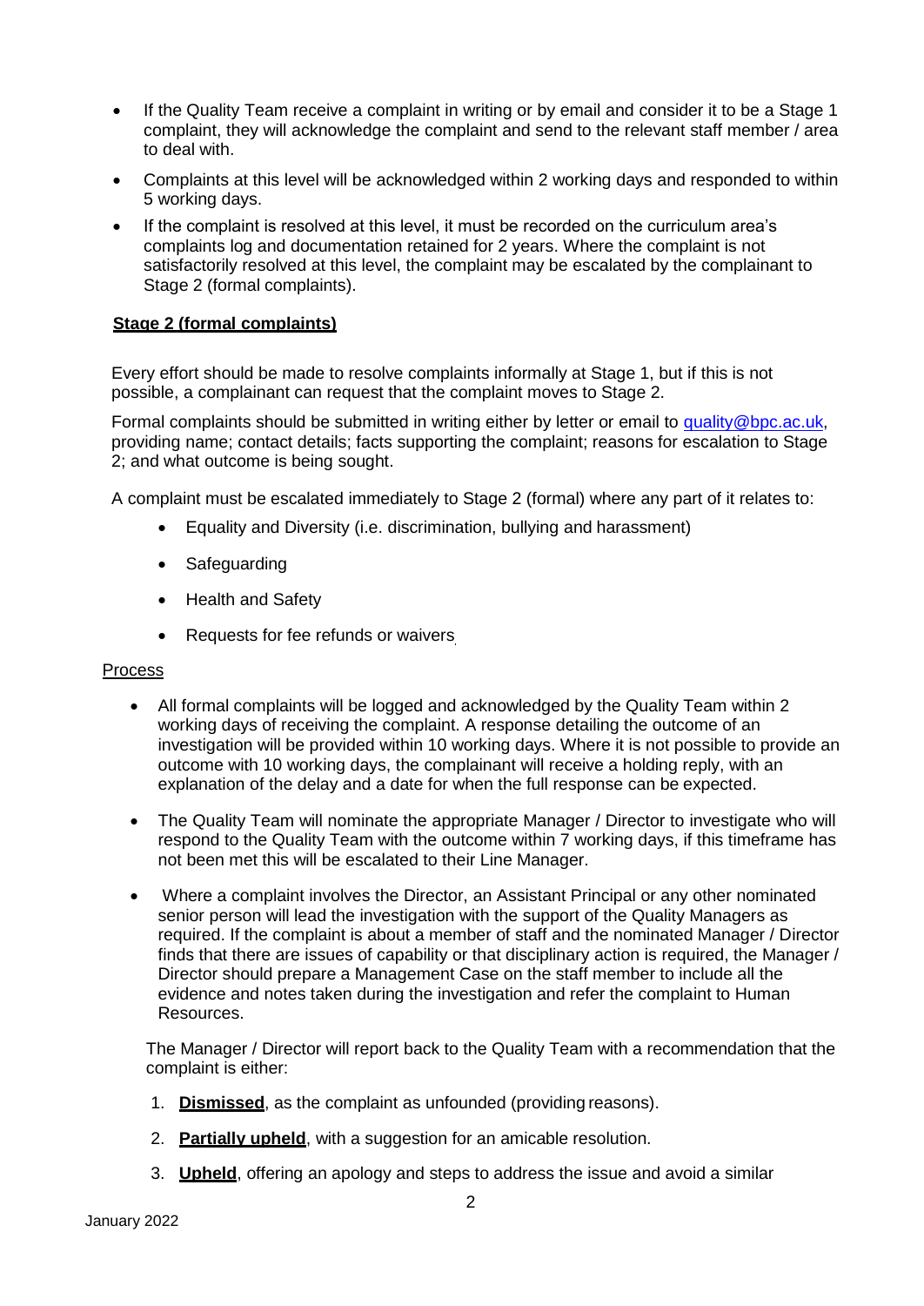- If the Quality Team receive a complaint in writing or by email and consider it to be a Stage 1 complaint, they will acknowledge the complaint and send to the relevant staff member / area to deal with.
- Complaints at this level will be acknowledged within 2 working days and responded to within 5 working days.
- If the complaint is resolved at this level, it must be recorded on the curriculum area's complaints log and documentation retained for 2 years. Where the complaint is not satisfactorily resolved at this level, the complaint may be escalated by the complainant to Stage 2 (formal complaints).

### Stage 2 (formal complaints)

Every effort should be made to resolve complaints informally at Stage 1, but if this is not possible, a complainant can request that the complaint moves to Stage 2.

Formal complaints should be submitted in writing either by letter or email to quality@bpc.ac.uk, providing name; contact details; facts supporting the complaint; reasons for escalation to Stage 2; and what outcome is being sought.

A complaint must be escalated immediately to Stage 2 (formal) where any part of it relates to:

- Equality and Diversity (i.e. discrimination, bullying and harassment)
- Safeguarding
- Health and Safety
- Requests for fee refunds or waivers

#### Process

- All formal complaints will be logged and acknowledged by the Quality Team within 2 working days of receiving the complaint. A response detailing the outcome of an investigation will be provided within 10 working days. Where it is not possible to provide an outcome with 10 working days, the complainant will receive a holding reply, with an explanation of the delay and a date for when the full response can be expected.
- The Quality Team will nominate the appropriate Manager / Director to investigate who will respond to the Quality Team with the outcome within 7 working days, if this timeframe has not been met this will be escalated to their Line Manager.
- Where a complaint involves the Director, an Assistant Principal or any other nominated senior person will lead the investigation with the support of the Quality Managers as required. If the complaint is about a member of staff and the nominated Manager / Director finds that there are issues of capability or that disciplinary action is required, the Manager / Director should prepare a Management Case on the staff member to include all the evidence and notes taken during the investigation and refer the complaint to Human Resources.

The Manager / Director will report back to the Quality Team with a recommendation that the complaint is either:

1. **Dismissed**, as the complaint as unfounded (providing reasons).
2. **Partially upheld**, with a suggestion for an amicable resolution.
3. **Upheld**, offering an apology and steps to address the issue and avoid a similar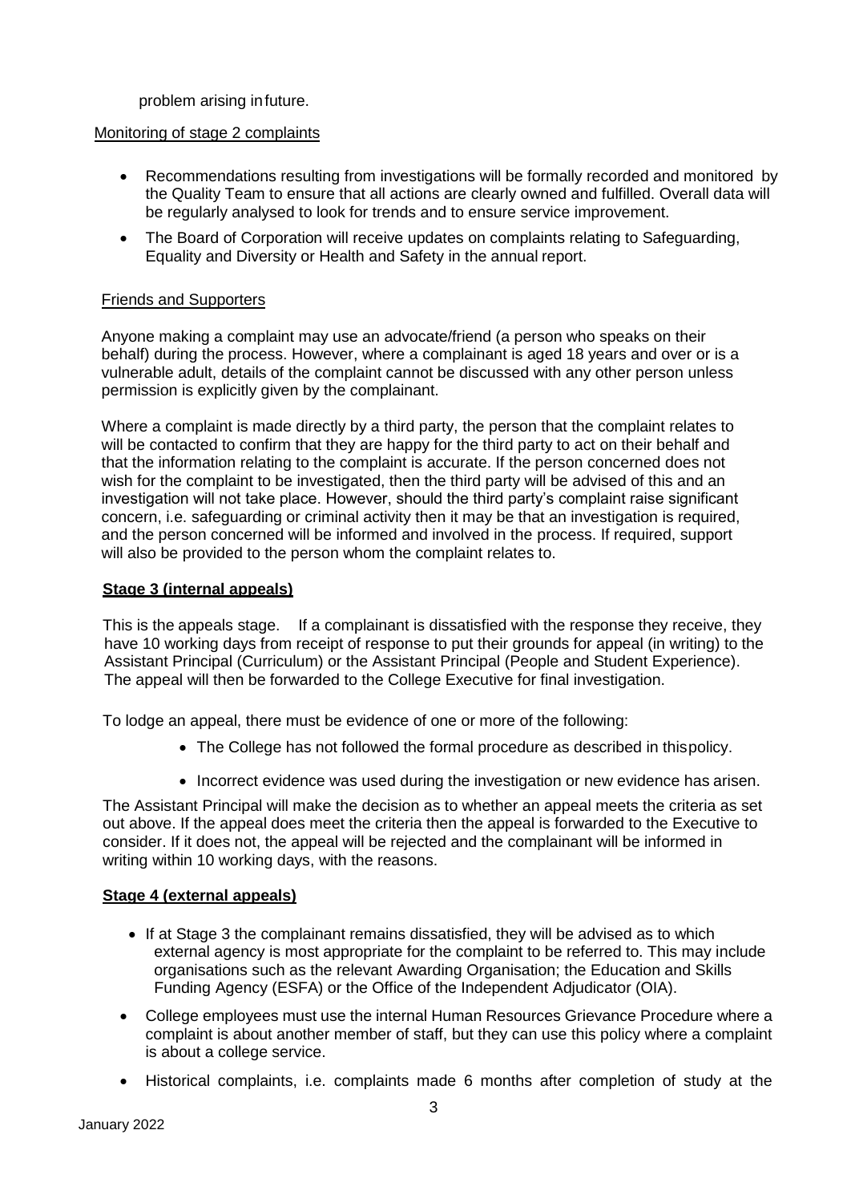problem arising in future.

Monitoring of stage 2 complaints

- Recommendations resulting from investigations will be formally recorded and monitored by the Quality Team to ensure that all actions are clearly owned and fulfilled. Overall data will be regularly analysed to look for trends and to ensure service improvement.
- The Board of Corporation will receive updates on complaints relating to Safeguarding, Equality and Diversity or Health and Safety in the annual report.

Friends and Supporters

Anyone making a complaint may use an advocate/friend (a person who speaks on their behalf) during the process. However, where a complainant is aged 18 years and over or is a vulnerable adult, details of the complaint cannot be discussed with any other person unless permission is explicitly given by the complainant.

Where a complaint is made directly by a third party, the person that the complaint relates to will be contacted to confirm that they are happy for the third party to act on their behalf and that the information relating to the complaint is accurate. If the person concerned does not wish for the complaint to be investigated, then the third party will be advised of this and an investigation will not take place. However, should the third party's complaint raise significant concern, i.e. safeguarding or criminal activity then it may be that an investigation is required, and the person concerned will be informed and involved in the process. If required, support will also be provided to the person whom the complaint relates to.

**Stage 3 (internal appeals)**

This is the appeals stage. If a complainant is dissatisfied with the response they receive, they have 10 working days from receipt of response to put their grounds for appeal (in writing) to the Assistant Principal (Curriculum) or the Assistant Principal (People and Student Experience). The appeal will then be forwarded to the College Executive for final investigation.

To lodge an appeal, there must be evidence of one or more of the following:

- The College has not followed the formal procedure as described in this policy.
- Incorrect evidence was used during the investigation or new evidence has arisen.

The Assistant Principal will make the decision as to whether an appeal meets the criteria as set out above. If the appeal does meet the criteria then the appeal is forwarded to the Executive to consider. If it does not, the appeal will be rejected and the complainant will be informed in writing within 10 working days, with the reasons.

**Stage 4 (external appeals)**

- If at Stage 3 the complainant remains dissatisfied, they will be advised as to which external agency is most appropriate for the complaint to be referred to. This may include organisations such as the relevant Awarding Organisation; the Education and Skills Funding Agency (ESFA) or the Office of the Independent Adjudicator (OIA).
- College employees must use the internal Human Resources Grievance Procedure where a complaint is about another member of staff, but they can use this policy where a complaint is about a college service.
- Historical complaints, i.e. complaints made 6 months after completion of study at the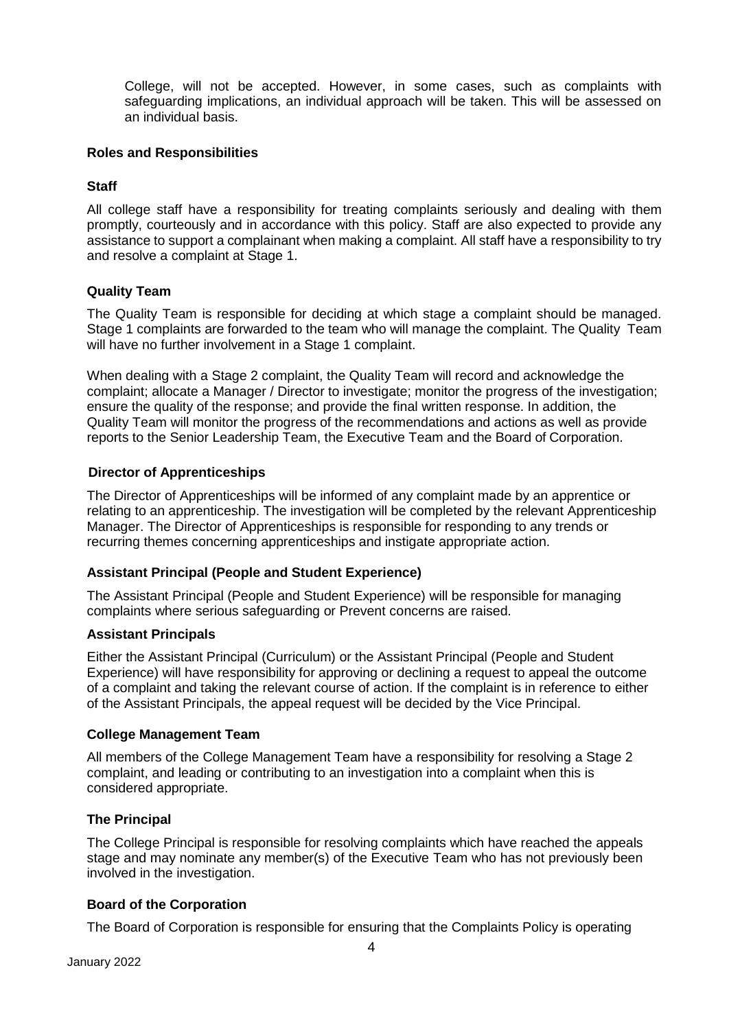College, will not be accepted. However, in some cases, such as complaints with safeguarding implications, an individual approach will be taken. This will be assessed on an individual basis.

## Roles and Responsibilities

### Staff

All college staff have a responsibility for treating complaints seriously and dealing with them promptly, courteously and in accordance with this policy. Staff are also expected to provide any assistance to support a complainant when making a complaint. All staff have a responsibility to try and resolve a complaint at Stage 1.

### Quality Team

The Quality Team is responsible for deciding at which stage a complaint should be managed. Stage 1 complaints are forwarded to the team who will manage the complaint. The Quality Team will have no further involvement in a Stage 1 complaint.

When dealing with a Stage 2 complaint, the Quality Team will record and acknowledge the complaint; allocate a Manager / Director to investigate; monitor the progress of the investigation; ensure the quality of the response; and provide the final written response. In addition, the Quality Team will monitor the progress of the recommendations and actions as well as provide reports to the Senior Leadership Team, the Executive Team and the Board of Corporation.

### Director of Apprenticeships

The Director of Apprenticeships will be informed of any complaint made by an apprentice or relating to an apprenticeship. The investigation will be completed by the relevant Apprenticeship Manager. The Director of Apprenticeships is responsible for responding to any trends or recurring themes concerning apprenticeships and instigate appropriate action.

### Assistant Principal (People and Student Experience)

The Assistant Principal (People and Student Experience) will be responsible for managing complaints where serious safeguarding or Prevent concerns are raised.

### Assistant Principals

Either the Assistant Principal (Curriculum) or the Assistant Principal (People and Student Experience) will have responsibility for approving or declining a request to appeal the outcome of a complaint and taking the relevant course of action. If the complaint is in reference to either of the Assistant Principals, the appeal request will be decided by the Vice Principal.

### College Management Team

All members of the College Management Team have a responsibility for resolving a Stage 2 complaint, and leading or contributing to an investigation into a complaint when this is considered appropriate.

### The Principal

The College Principal is responsible for resolving complaints which have reached the appeals stage and may nominate any member(s) of the Executive Team who has not previously been involved in the investigation.

### Board of the Corporation

The Board of Corporation is responsible for ensuring that the Complaints Policy is operating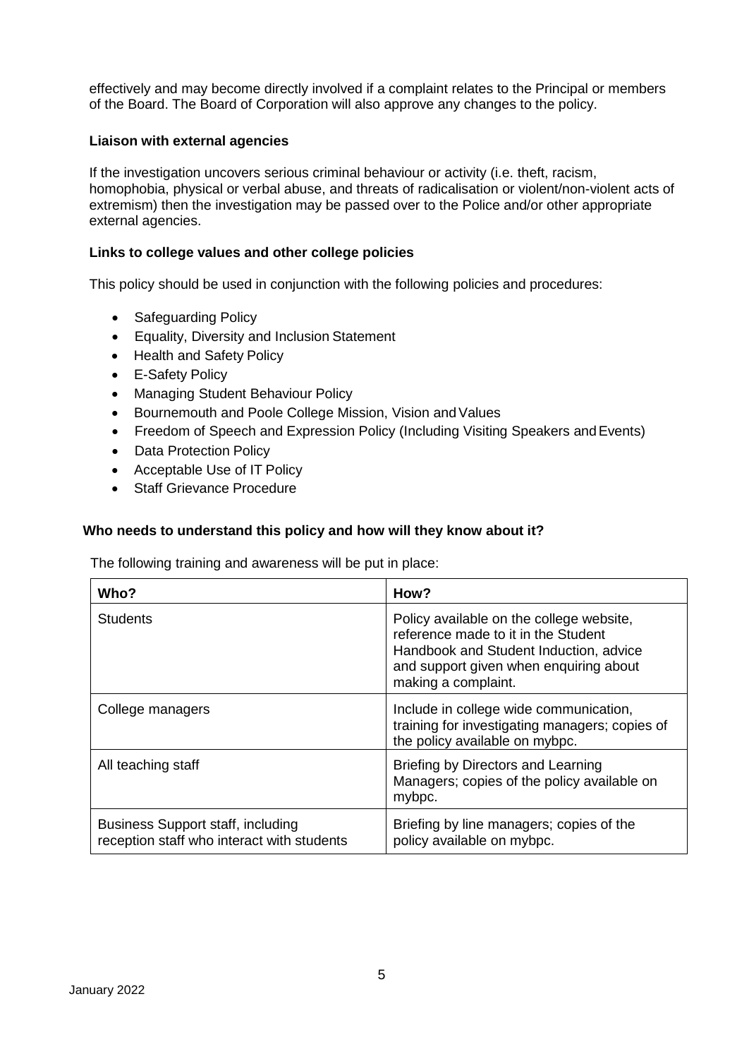effectively and may become directly involved if a complaint relates to the Principal or members of the Board. The Board of Corporation will also approve any changes to the policy.

**Liaison with external agencies**

If the investigation uncovers serious criminal behaviour or activity (i.e. theft, racism, homophobia, physical or verbal abuse, and threats of radicalisation or violent/non-violent acts of extremism) then the investigation may be passed over to the Police and/or other appropriate external agencies.

**Links to college values and other college policies**

This policy should be used in conjunction with the following policies and procedures:

- Safeguarding Policy
- Equality, Diversity and Inclusion Statement
- Health and Safety Policy
- E-Safety Policy
- Managing Student Behaviour Policy
- Bournemouth and Poole College Mission, Vision and Values
- Freedom of Speech and Expression Policy (Including Visiting Speakers and Events)
- Data Protection Policy
- Acceptable Use of IT Policy
- Staff Grievance Procedure

**Who needs to understand this policy and how will they know about it?**

The following training and awareness will be put in place:

| Who? | How? |
|---|---|
| Students | Policy available on the college website, reference made to it in the Student Handbook and Student Induction, advice and support given when enquiring about making a complaint. |
| College managers | Include in college wide communication, training for investigating managers; copies of the policy available on mybpc. |
| All teaching staff | Briefing by Directors and Learning Managers; copies of the policy available on mybpc. |
| Business Support staff, including reception staff who interact with students | Briefing by line managers; copies of the policy available on mybpc. |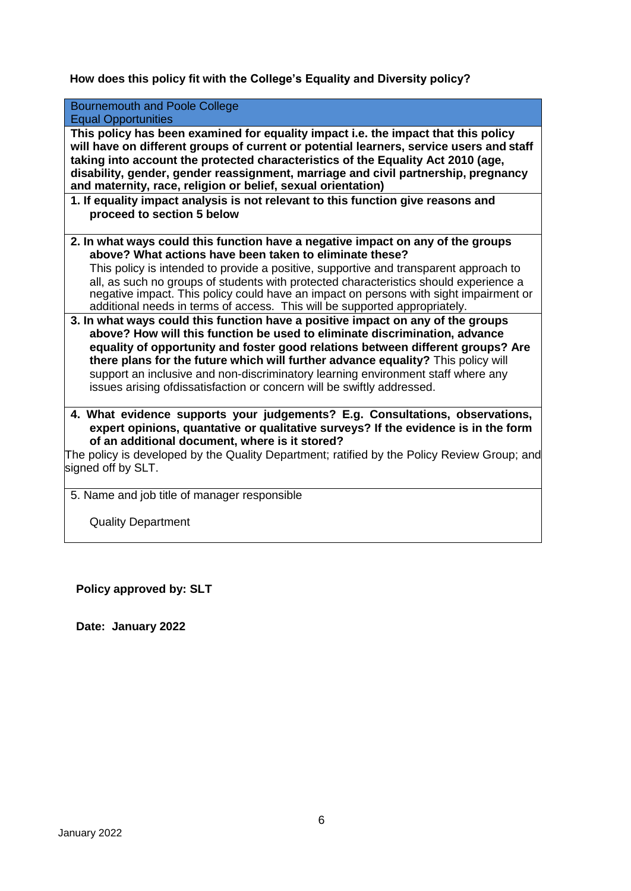**How does this policy fit with the College's Equality and Diversity policy?**

| Bournemouth and Poole College<br>Equal Opportunities |
|---|
| **This policy has been examined for equality impact i.e. the impact that this policy will have on different groups of current or potential learners, service users and staff taking into account the protected characteristics of the Equality Act 2010 (age, disability, gender, gender reassignment, marriage and civil partnership, pregnancy and maternity, race, religion or belief, sexual orientation)** |
| **1. If equality impact analysis is not relevant to this function give reasons and proceed to section 5 below** |
| **2. In what ways could this function have a negative impact on any of the groups above? What actions have been taken to eliminate these?**<br>This policy is intended to provide a positive, supportive and transparent approach to all, as such no groups of students with protected characteristics should experience a negative impact. This policy could have an impact on persons with sight impairment or additional needs in terms of access. This will be supported appropriately. |
| **3. In what ways could this function have a positive impact on any of the groups above? How will this function be used to eliminate discrimination, advance equality of opportunity and foster good relations between different groups? Are there plans for the future which will further advance equality?** This policy will support an inclusive and non-discriminatory learning environment staff where any issues arising ofdissatisfaction or concern will be swiftly addressed. |
| **4. What evidence supports your judgements? E.g. Consultations, observations, expert opinions, quantative or qualitative surveys? If the evidence is in the form of an additional document, where is it stored?**<br>The policy is developed by the Quality Department; ratified by the Policy Review Group; and signed off by SLT. |
| 5. Name and job title of manager responsible<br><br>Quality Department |

**Policy approved by: SLT**

**Date: January 2022**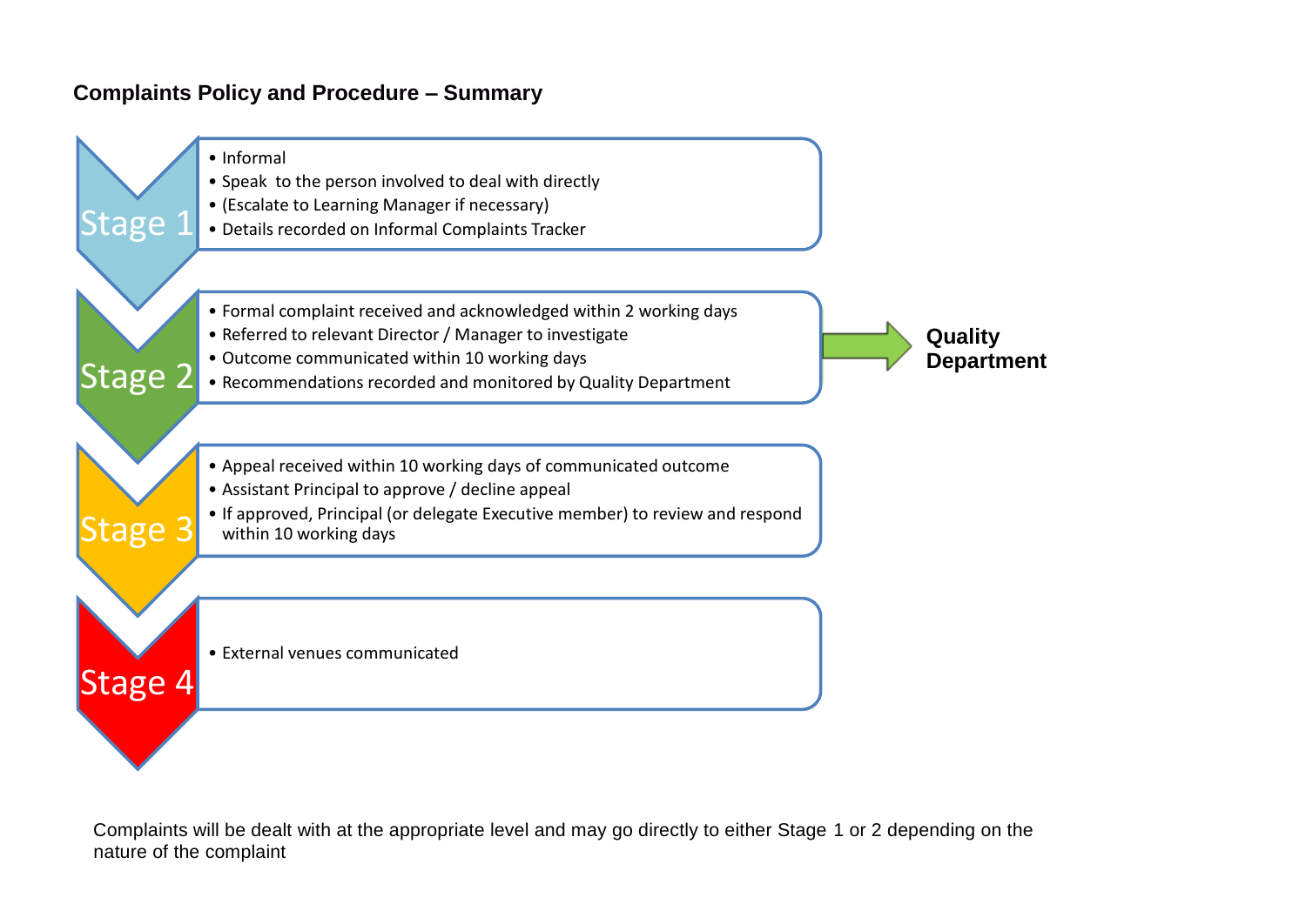## Complaints Policy and Procedure – Summary

### Stage 1

- Informal
- Speak to the person involved to deal with directly
- (Escalate to Learning Manager if necessary)
- Details recorded on Informal Complaints Tracker

### Stage 2

- Formal complaint received and acknowledged within 2 working days
- Referred to relevant Director / Manager to investigate
- Outcome communicated within 10 working days
- Recommendations recorded and monitored by Quality Department

→ **Quality Department**

### Stage 3

- Appeal received within 10 working days of communicated outcome
- Assistant Principal to approve / decline appeal
- If approved, Principal (or delegate Executive member) to review and respond within 10 working days

### Stage 4

- External venues communicated

Complaints will be dealt with at the appropriate level and may go directly to either Stage 1 or 2 depending on the nature of the complaint